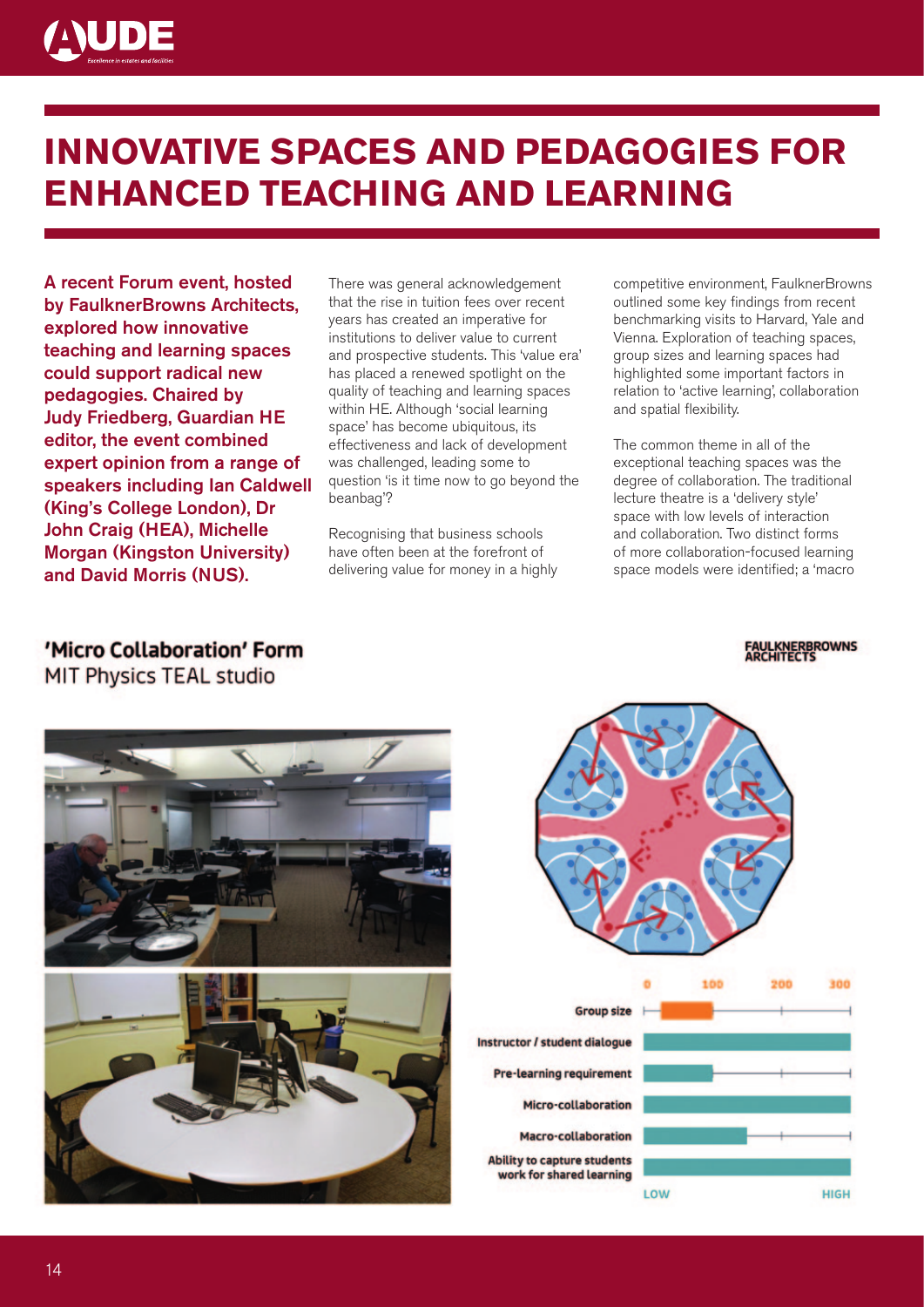# INNOVATIVE SPACES AND PEDAGOGIES FOR ENHANCED TEACHING AND LEARNING

**A recent Forum event, hosted by FaulknerBrowns Architects, explored how innovative teaching and learning spaces could support radical new pedagogies. Chaired by Judy Friedberg, Guardian HE editor, the event combined expert opinion from a range of speakers including Ian Caldwell (King's College London), Dr John Craig (HEA), Michelle Morgan (Kingston University) and David Morris (NUS).**

There was general acknowledgement that the rise in tuition fees over recent years has created an imperative for institutions to deliver value to current and prospective students. This 'value era' has placed a renewed spotlight on the quality of teaching and learning spaces within HE. Although 'social learning space' has become ubiquitous, its effectiveness and lack of development was challenged, leading some to question 'is it time now to go beyond the beanbag'?

Recognising that business schools have often been at the forefront of delivering value for money in a highly competitive environment, FaulknerBrowns outlined some key findings from recent benchmarking visits to Harvard, Yale and Vienna. Exploration of teaching spaces, group sizes and learning spaces had highlighted some important factors in relation to 'active learning', collaboration and spatial flexibility.

The common theme in all of the exceptional teaching spaces was the degree of collaboration. The traditional lecture theatre is a 'delivery style' space with low levels of interaction and collaboration. Two distinct forms of more collaboration-focused learning space models were identified; a 'macro

**'Micro Collaboration' Form**
MIT Physics TEAL studio

FAULKNERBROWNS ARCHITECTS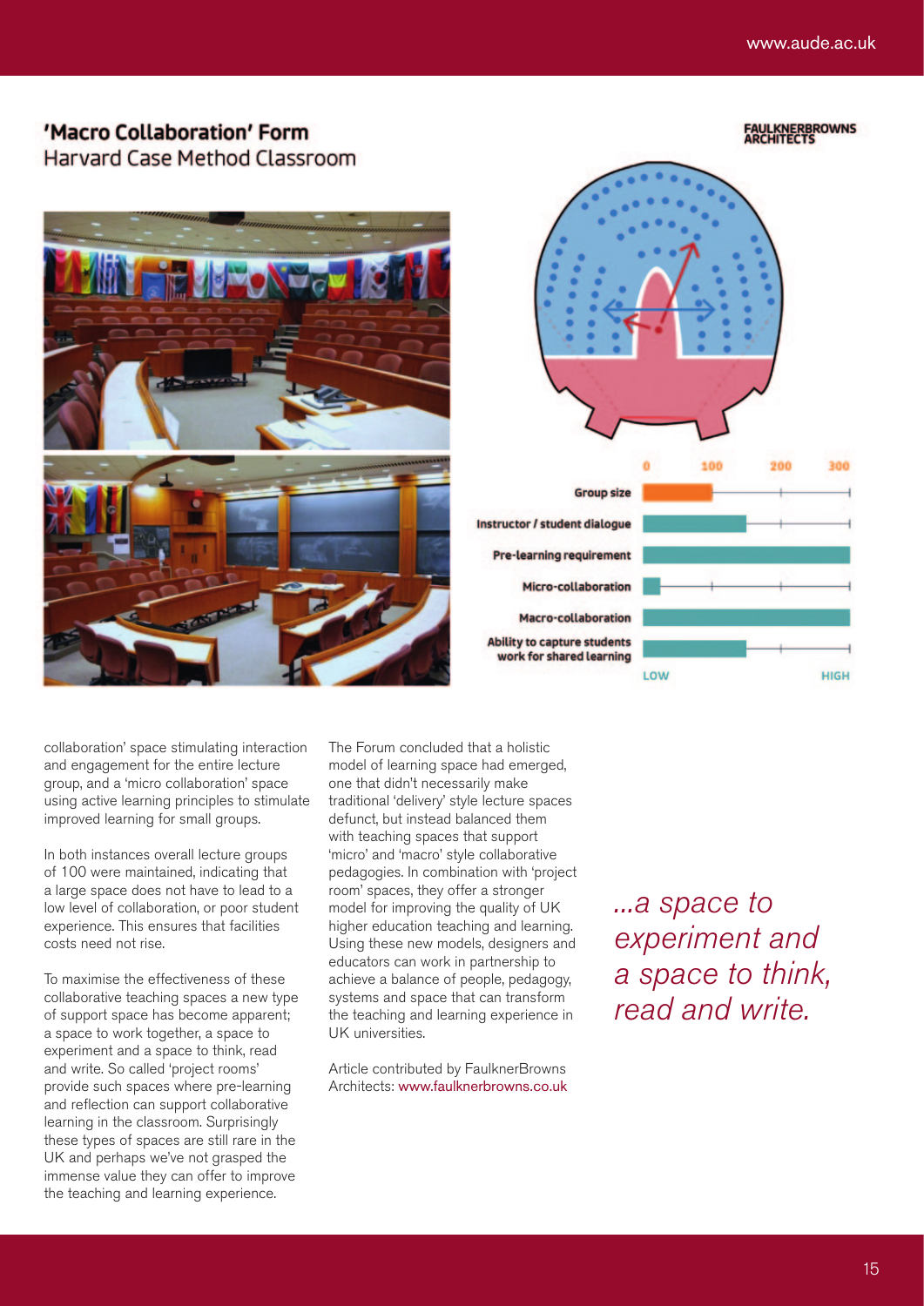## 'Macro Collaboration' Form
Harvard Case Method Classroom

FAULKNERBROWNS ARCHITECTS

0 100 200 300

Group size

Instructor / student dialogue

Pre-learning requirement

Micro-collaboration

Macro-collaboration

Ability to capture students work for shared learning

LOW HIGH

collaboration' space stimulating interaction and engagement for the entire lecture group, and a 'micro collaboration' space using active learning principles to stimulate improved learning for small groups.

In both instances overall lecture groups of 100 were maintained, indicating that a large space does not have to lead to a low level of collaboration, or poor student experience. This ensures that facilities costs need not rise.

To maximise the effectiveness of these collaborative teaching spaces a new type of support space has become apparent; a space to work together, a space to experiment and a space to think, read and write. So called 'project rooms' provide such spaces where pre-learning and reflection can support collaborative learning in the classroom. Surprisingly these types of spaces are still rare in the UK and perhaps we've not grasped the immense value they can offer to improve the teaching and learning experience.

The Forum concluded that a holistic model of learning space had emerged, one that didn't necessarily make traditional 'delivery' style lecture spaces defunct, but instead balanced them with teaching spaces that support 'micro' and 'macro' style collaborative pedagogies. In combination with 'project room' spaces, they offer a stronger model for improving the quality of UK higher education teaching and learning. Using these new models, designers and educators can work in partnership to achieve a balance of people, pedagogy, systems and space that can transform the teaching and learning experience in UK universities.

Article contributed by FaulknerBrowns Architects: www.faulknerbrowns.co.uk

*...a space to experiment and a space to think, read and write.*